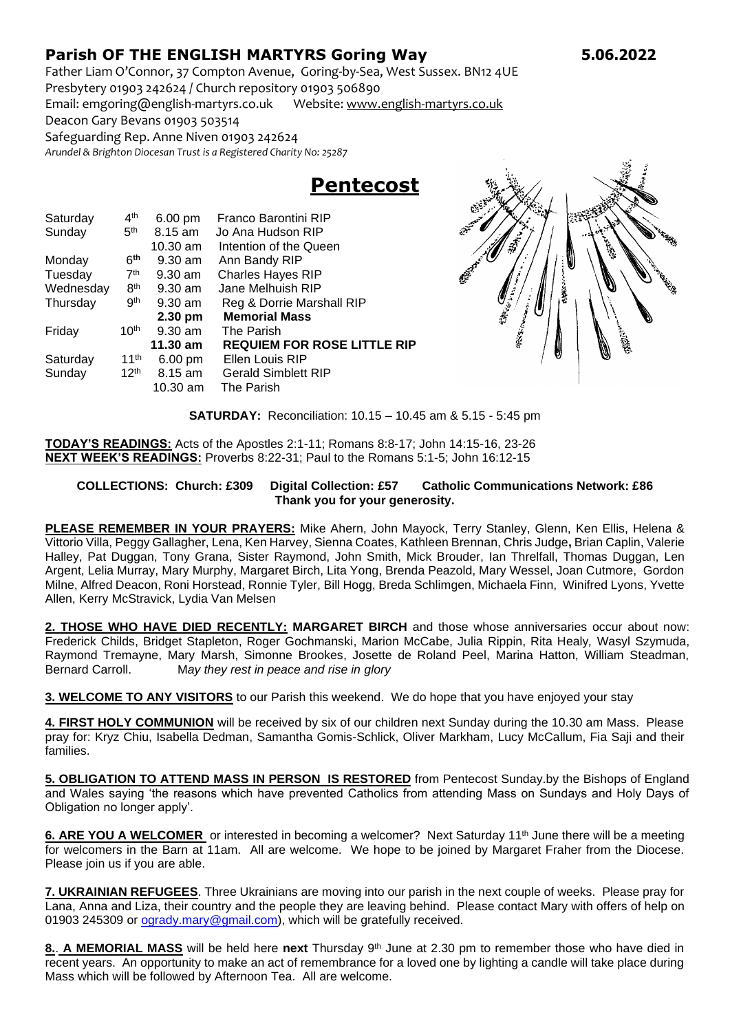# Parish OF THE ENGLISH MARTYRS Goring Way 5.06.2022

Father Liam O'Connor, 37 Compton Avenue, Goring-by-Sea, West Sussex. BN12 4UE
Presbytery 01903 242624 / Church repository 01903 506890
Email: emgoring@english-martyrs.co.uk Website: www.english-martyrs.co.uk
Deacon Gary Bevans 01903 503514
Safeguarding Rep. Anne Niven 01903 242624
*Arundel & Brighton Diocesan Trust is a Registered Charity No: 25287*

## Pentecost

| | | | |
|---|---|---|---|
| Saturday | 4th | 6.00 pm | Franco Barontini RIP |
| Sunday | 5th | 8.15 am | Jo Ana Hudson RIP |
| | | 10.30 am | Intention of the Queen |
| Monday | 6th | 9.30 am | Ann Bandy RIP |
| Tuesday | 7th | 9.30 am | Charles Hayes RIP |
| Wednesday | 8th | 9.30 am | Jane Melhuish RIP |
| Thursday | 9th | 9.30 am | Reg & Dorrie Marshall RIP |
| | | **2.30 pm** | **Memorial Mass** |
| Friday | 10th | 9.30 am | The Parish |
| | | **11.30 am** | **REQUIEM FOR ROSE LITTLE RIP** |
| Saturday | 11th | 6.00 pm | Ellen Louis RIP |
| Sunday | 12th | 8.15 am | Gerald Simblett RIP |
| | | 10.30 am | The Parish |

**SATURDAY:** Reconciliation: 10.15 – 10.45 am & 5.15 - 5:45 pm

**TODAY'S READINGS:** Acts of the Apostles 2:1-11; Romans 8:8-17; John 14:15-16, 23-26
**NEXT WEEK'S READINGS:** Proverbs 8:22-31; Paul to the Romans 5:1-5; John 16:12-15

**COLLECTIONS: Church: £309 Digital Collection: £57 Catholic Communications Network: £86**
**Thank you for your generosity.**

**PLEASE REMEMBER IN YOUR PRAYERS:** Mike Ahern, John Mayock, Terry Stanley, Glenn, Ken Ellis, Helena & Vittorio Villa, Peggy Gallagher, Lena, Ken Harvey, Sienna Coates, Kathleen Brennan, Chris Judge**,** Brian Caplin, Valerie Halley, Pat Duggan, Tony Grana, Sister Raymond, John Smith, Mick Brouder, Ian Threlfall, Thomas Duggan, Len Argent, Lelia Murray, Mary Murphy, Margaret Birch, Lita Yong, Brenda Peazold, Mary Wessel, Joan Cutmore, Gordon Milne, Alfred Deacon, Roni Horstead, Ronnie Tyler, Bill Hogg, Breda Schlimgen, Michaela Finn, Winifred Lyons, Yvette Allen, Kerry McStravick, Lydia Van Melsen

**2. THOSE WHO HAVE DIED RECENTLY: MARGARET BIRCH** and those whose anniversaries occur about now: Frederick Childs, Bridget Stapleton, Roger Gochmanski, Marion McCabe, Julia Rippin, Rita Healy, Wasyl Szymuda, Raymond Tremayne, Mary Marsh, Simonne Brookes, Josette de Roland Peel, Marina Hatton, William Steadman, Bernard Carroll. *May they rest in peace and rise in glory*

**3. WELCOME TO ANY VISITORS** to our Parish this weekend. We do hope that you have enjoyed your stay

**4. FIRST HOLY COMMUNION** will be received by six of our children next Sunday during the 10.30 am Mass. Please pray for: Kryz Chiu, Isabella Dedman, Samantha Gomis-Schlick, Oliver Markham, Lucy McCallum, Fia Saji and their families.

**5. OBLIGATION TO ATTEND MASS IN PERSON IS RESTORED** from Pentecost Sunday.by the Bishops of England and Wales saying 'the reasons which have prevented Catholics from attending Mass on Sundays and Holy Days of Obligation no longer apply'.

**6. ARE YOU A WELCOMER** or interested in becoming a welcomer? Next Saturday 11th June there will be a meeting for welcomers in the Barn at 11am. All are welcome. We hope to be joined by Margaret Fraher from the Diocese. Please join us if you are able.

**7. UKRAINIAN REFUGEES**. Three Ukrainians are moving into our parish in the next couple of weeks. Please pray for Lana, Anna and Liza, their country and the people they are leaving behind. Please contact Mary with offers of help on 01903 245309 or ogrady.mary@gmail.com), which will be gratefully received.

**8. A MEMORIAL MASS** will be held here **next** Thursday 9th June at 2.30 pm to remember those who have died in recent years. An opportunity to make an act of remembrance for a loved one by lighting a candle will take place during Mass which will be followed by Afternoon Tea. All are welcome.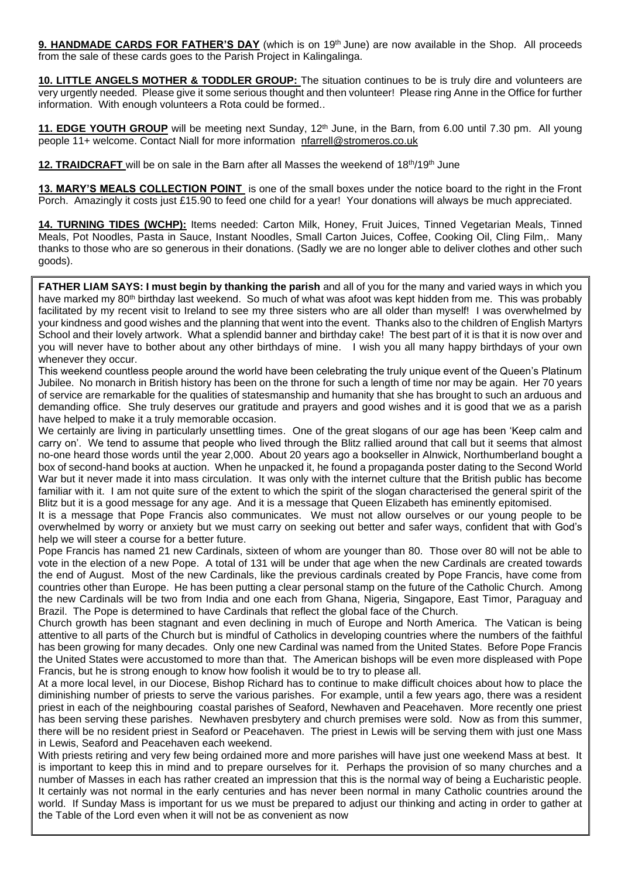**9. HANDMADE CARDS FOR FATHER'S DAY** (which is on 19th June) are now available in the Shop. All proceeds from the sale of these cards goes to the Parish Project in Kalingalinga.

**10. LITTLE ANGELS MOTHER & TODDLER GROUP:** The situation continues to be is truly dire and volunteers are very urgently needed. Please give it some serious thought and then volunteer! Please ring Anne in the Office for further information. With enough volunteers a Rota could be formed..

**11. EDGE YOUTH GROUP** will be meeting next Sunday, 12th June, in the Barn, from 6.00 until 7.30 pm. All young people 11+ welcome. Contact Niall for more information nfarrell@stromeros.co.uk

**12. TRAIDCRAFT** will be on sale in the Barn after all Masses the weekend of 18th/19th June

**13. MARY'S MEALS COLLECTION POINT** is one of the small boxes under the notice board to the right in the Front Porch. Amazingly it costs just £15.90 to feed one child for a year! Your donations will always be much appreciated.

**14. TURNING TIDES (WCHP):** Items needed: Carton Milk, Honey, Fruit Juices, Tinned Vegetarian Meals, Tinned Meals, Pot Noodles, Pasta in Sauce, Instant Noodles, Small Carton Juices, Coffee, Cooking Oil, Cling Film,. Many thanks to those who are so generous in their donations. (Sadly we are no longer able to deliver clothes and other such goods).

**FATHER LIAM SAYS: I must begin by thanking the parish** and all of you for the many and varied ways in which you have marked my 80th birthday last weekend. So much of what was afoot was kept hidden from me. This was probably facilitated by my recent visit to Ireland to see my three sisters who are all older than myself! I was overwhelmed by your kindness and good wishes and the planning that went into the event. Thanks also to the children of English Martyrs School and their lovely artwork. What a splendid banner and birthday cake! The best part of it is that it is now over and you will never have to bother about any other birthdays of mine. I wish you all many happy birthdays of your own whenever they occur.

This weekend countless people around the world have been celebrating the truly unique event of the Queen's Platinum Jubilee. No monarch in British history has been on the throne for such a length of time nor may be again. Her 70 years of service are remarkable for the qualities of statesmanship and humanity that she has brought to such an arduous and demanding office. She truly deserves our gratitude and prayers and good wishes and it is good that we as a parish have helped to make it a truly memorable occasion.

We certainly are living in particularly unsettling times. One of the great slogans of our age has been 'Keep calm and carry on'. We tend to assume that people who lived through the Blitz rallied around that call but it seems that almost no-one heard those words until the year 2,000. About 20 years ago a bookseller in Alnwick, Northumberland bought a box of second-hand books at auction. When he unpacked it, he found a propaganda poster dating to the Second World War but it never made it into mass circulation. It was only with the internet culture that the British public has become familiar with it. I am not quite sure of the extent to which the spirit of the slogan characterised the general spirit of the Blitz but it is a good message for any age. And it is a message that Queen Elizabeth has eminently epitomised.

It is a message that Pope Francis also communicates. We must not allow ourselves or our young people to be overwhelmed by worry or anxiety but we must carry on seeking out better and safer ways, confident that with God's help we will steer a course for a better future.

Pope Francis has named 21 new Cardinals, sixteen of whom are younger than 80. Those over 80 will not be able to vote in the election of a new Pope. A total of 131 will be under that age when the new Cardinals are created towards the end of August. Most of the new Cardinals, like the previous cardinals created by Pope Francis, have come from countries other than Europe. He has been putting a clear personal stamp on the future of the Catholic Church. Among the new Cardinals will be two from India and one each from Ghana, Nigeria, Singapore, East Timor, Paraguay and Brazil. The Pope is determined to have Cardinals that reflect the global face of the Church.

Church growth has been stagnant and even declining in much of Europe and North America. The Vatican is being attentive to all parts of the Church but is mindful of Catholics in developing countries where the numbers of the faithful has been growing for many decades. Only one new Cardinal was named from the United States. Before Pope Francis the United States were accustomed to more than that. The American bishops will be even more displeased with Pope Francis, but he is strong enough to know how foolish it would be to try to please all.

At a more local level, in our Diocese, Bishop Richard has to continue to make difficult choices about how to place the diminishing number of priests to serve the various parishes. For example, until a few years ago, there was a resident priest in each of the neighbouring coastal parishes of Seaford, Newhaven and Peacehaven. More recently one priest has been serving these parishes. Newhaven presbytery and church premises were sold. Now as from this summer, there will be no resident priest in Seaford or Peacehaven. The priest in Lewis will be serving them with just one Mass in Lewis, Seaford and Peacehaven each weekend.

With priests retiring and very few being ordained more and more parishes will have just one weekend Mass at best. It is important to keep this in mind and to prepare ourselves for it. Perhaps the provision of so many churches and a number of Masses in each has rather created an impression that this is the normal way of being a Eucharistic people. It certainly was not normal in the early centuries and has never been normal in many Catholic countries around the world. If Sunday Mass is important for us we must be prepared to adjust our thinking and acting in order to gather at the Table of the Lord even when it will not be as convenient as now